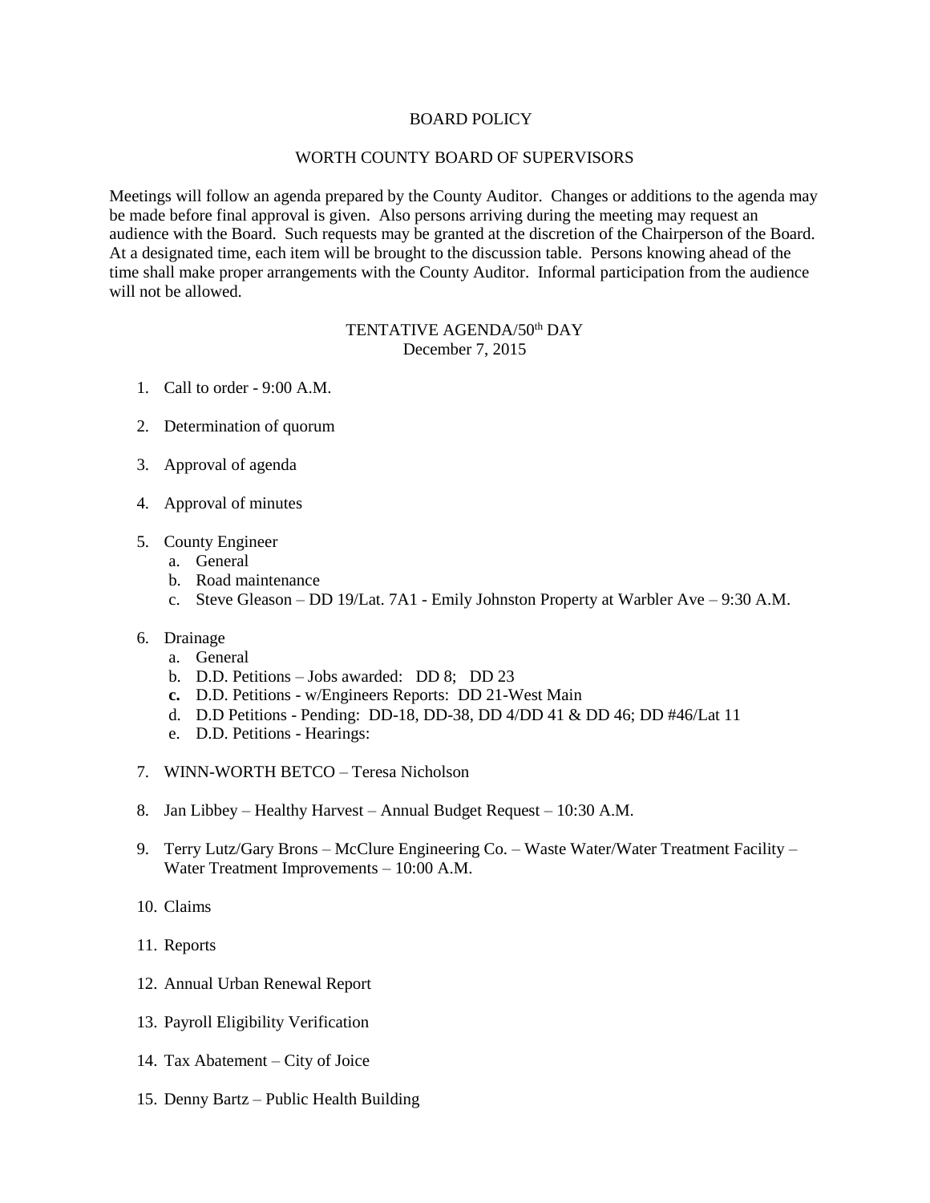# BOARD POLICY

## WORTH COUNTY BOARD OF SUPERVISORS

Meetings will follow an agenda prepared by the County Auditor. Changes or additions to the agenda may be made before final approval is given. Also persons arriving during the meeting may request an audience with the Board. Such requests may be granted at the discretion of the Chairperson of the Board. At a designated time, each item will be brought to the discussion table. Persons knowing ahead of the time shall make proper arrangements with the County Auditor. Informal participation from the audience will not be allowed.

### TENTATIVE AGENDA/50th DAY
December 7, 2015

1. Call to order - 9:00 A.M.

2. Determination of quorum

3. Approval of agenda

4. Approval of minutes

5. County Engineer
   a. General
   b. Road maintenance
   c. Steve Gleason – DD 19/Lat. 7A1 - Emily Johnston Property at Warbler Ave – 9:30 A.M.

6. Drainage
   a. General
   b. D.D. Petitions – Jobs awarded: DD 8; DD 23
   c. D.D. Petitions - w/Engineers Reports: DD 21-West Main
   d. D.D Petitions - Pending: DD-18, DD-38, DD 4/DD 41 & DD 46; DD #46/Lat 11
   e. D.D. Petitions - Hearings:

7. WINN-WORTH BETCO – Teresa Nicholson

8. Jan Libbey – Healthy Harvest – Annual Budget Request – 10:30 A.M.

9. Terry Lutz/Gary Brons – McClure Engineering Co. – Waste Water/Water Treatment Facility – Water Treatment Improvements – 10:00 A.M.

10. Claims

11. Reports

12. Annual Urban Renewal Report

13. Payroll Eligibility Verification

14. Tax Abatement – City of Joice

15. Denny Bartz – Public Health Building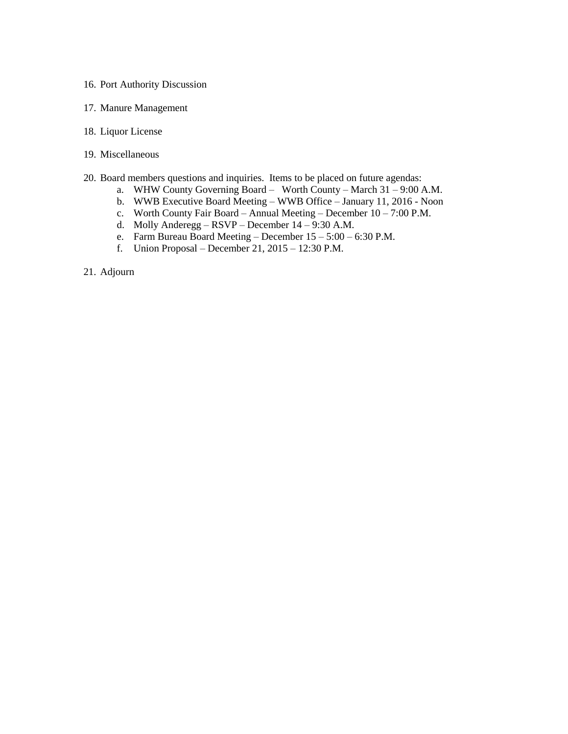16. Port Authority Discussion

17. Manure Management

18. Liquor License

19. Miscellaneous

20. Board members questions and inquiries. Items to be placed on future agendas:
    a. WHW County Governing Board – Worth County – March 31 – 9:00 A.M.
    b. WWB Executive Board Meeting – WWB Office – January 11, 2016 - Noon
    c. Worth County Fair Board – Annual Meeting – December 10 – 7:00 P.M.
    d. Molly Anderegg – RSVP – December 14 – 9:30 A.M.
    e. Farm Bureau Board Meeting – December 15 – 5:00 – 6:30 P.M.
    f. Union Proposal – December 21, 2015 – 12:30 P.M.

21. Adjourn